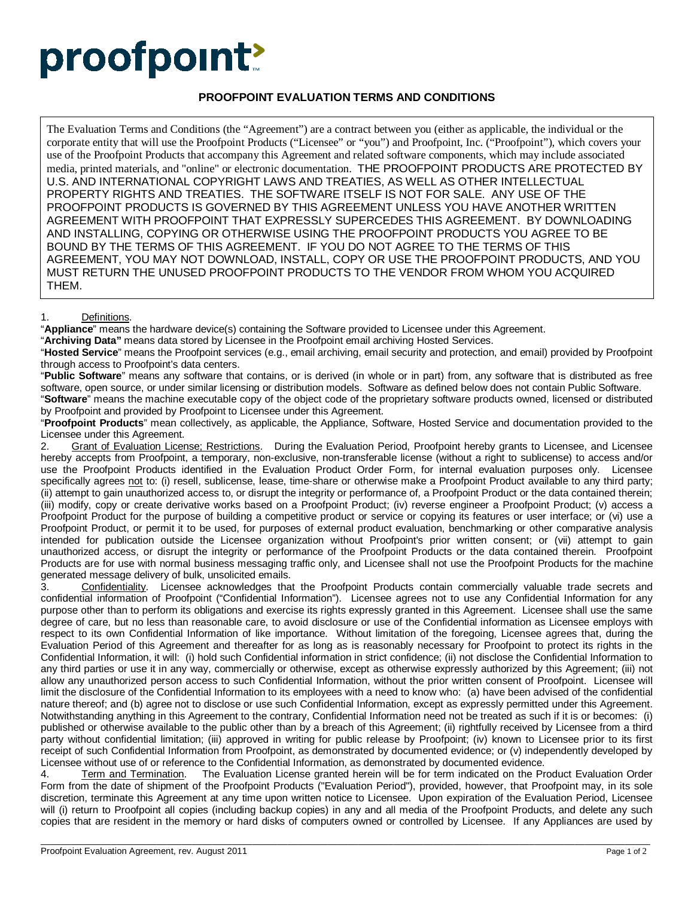proofpoint

# PROOFPOINT EVALUATION TERMS AND CONDITIONS

The Evaluation Terms and Conditions (the "Agreement") are a contract between you (either as applicable, the individual or the corporate entity that will use the Proofpoint Products ("Licensee" or "you") and Proofpoint, Inc. ("Proofpoint"), which covers your use of the Proofpoint Products that accompany this Agreement and related software components, which may include associated media, printed materials, and "online" or electronic documentation. THE PROOFPOINT PRODUCTS ARE PROTECTED BY U.S. AND INTERNATIONAL COPYRIGHT LAWS AND TREATIES, AS WELL AS OTHER INTELLECTUAL PROPERTY RIGHTS AND TREATIES. THE SOFTWARE ITSELF IS NOT FOR SALE. ANY USE OF THE PROOFPOINT PRODUCTS IS GOVERNED BY THIS AGREEMENT UNLESS YOU HAVE ANOTHER WRITTEN AGREEMENT WITH PROOFPOINT THAT EXPRESSLY SUPERCEDES THIS AGREEMENT. BY DOWNLOADING AND INSTALLING, COPYING OR OTHERWISE USING THE PROOFPOINT PRODUCTS YOU AGREE TO BE BOUND BY THE TERMS OF THIS AGREEMENT. IF YOU DO NOT AGREE TO THE TERMS OF THIS AGREEMENT, YOU MAY NOT DOWNLOAD, INSTALL, COPY OR USE THE PROOFPOINT PRODUCTS, AND YOU MUST RETURN THE UNUSED PROOFPOINT PRODUCTS TO THE VENDOR FROM WHOM YOU ACQUIRED THEM.

1. Definitions.

"**Appliance**" means the hardware device(s) containing the Software provided to Licensee under this Agreement.

"**Archiving Data"** means data stored by Licensee in the Proofpoint email archiving Hosted Services.

"**Hosted Service**" means the Proofpoint services (e.g., email archiving, email security and protection, and email) provided by Proofpoint through access to Proofpoint's data centers.

"**Public Software**" means any software that contains, or is derived (in whole or in part) from, any software that is distributed as free software, open source, or under similar licensing or distribution models. Software as defined below does not contain Public Software.

"**Software**" means the machine executable copy of the object code of the proprietary software products owned, licensed or distributed by Proofpoint and provided by Proofpoint to Licensee under this Agreement.

"**Proofpoint Products**" mean collectively, as applicable, the Appliance, Software, Hosted Service and documentation provided to the Licensee under this Agreement.

2. Grant of Evaluation License; Restrictions. During the Evaluation Period, Proofpoint hereby grants to Licensee, and Licensee hereby accepts from Proofpoint, a temporary, non-exclusive, non-transferable license (without a right to sublicense) to access and/or use the Proofpoint Products identified in the Evaluation Product Order Form, for internal evaluation purposes only. Licensee specifically agrees not to: (i) resell, sublicense, lease, time-share or otherwise make a Proofpoint Product available to any third party; (ii) attempt to gain unauthorized access to, or disrupt the integrity or performance of, a Proofpoint Product or the data contained therein; (iii) modify, copy or create derivative works based on a Proofpoint Product; (iv) reverse engineer a Proofpoint Product; (v) access a Proofpoint Product for the purpose of building a competitive product or service or copying its features or user interface; or (vi) use a Proofpoint Product, or permit it to be used, for purposes of external product evaluation, benchmarking or other comparative analysis intended for publication outside the Licensee organization without Proofpoint's prior written consent; or (vii) attempt to gain unauthorized access, or disrupt the integrity or performance of the Proofpoint Products or the data contained therein. Proofpoint Products are for use with normal business messaging traffic only, and Licensee shall not use the Proofpoint Products for the machine generated message delivery of bulk, unsolicited emails.

3. Confidentiality. Licensee acknowledges that the Proofpoint Products contain commercially valuable trade secrets and confidential information of Proofpoint ("Confidential Information"). Licensee agrees not to use any Confidential Information for any purpose other than to perform its obligations and exercise its rights expressly granted in this Agreement. Licensee shall use the same degree of care, but no less than reasonable care, to avoid disclosure or use of the Confidential information as Licensee employs with respect to its own Confidential Information of like importance. Without limitation of the foregoing, Licensee agrees that, during the Evaluation Period of this Agreement and thereafter for as long as is reasonably necessary for Proofpoint to protect its rights in the Confidential Information, it will: (i) hold such Confidential information in strict confidence; (ii) not disclose the Confidential Information to any third parties or use it in any way, commercially or otherwise, except as otherwise expressly authorized by this Agreement; (iii) not allow any unauthorized person access to such Confidential Information, without the prior written consent of Proofpoint. Licensee will limit the disclosure of the Confidential Information to its employees with a need to know who: (a) have been advised of the confidential nature thereof; and (b) agree not to disclose or use such Confidential Information, except as expressly permitted under this Agreement. Notwithstanding anything in this Agreement to the contrary, Confidential Information need not be treated as such if it is or becomes: (i) published or otherwise available to the public other than by a breach of this Agreement; (ii) rightfully received by Licensee from a third party without confidential limitation; (iii) approved in writing for public release by Proofpoint; (iv) known to Licensee prior to its first receipt of such Confidential Information from Proofpoint, as demonstrated by documented evidence; or (v) independently developed by Licensee without use of or reference to the Confidential Information, as demonstrated by documented evidence.

4. Term and Termination. The Evaluation License granted herein will be for term indicated on the Product Evaluation Order Form from the date of shipment of the Proofpoint Products ("Evaluation Period"), provided, however, that Proofpoint may, in its sole discretion, terminate this Agreement at any time upon written notice to Licensee. Upon expiration of the Evaluation Period, Licensee will (i) return to Proofpoint all copies (including backup copies) in any and all media of the Proofpoint Products, and delete any such copies that are resident in the memory or hard disks of computers owned or controlled by Licensee. If any Appliances are used by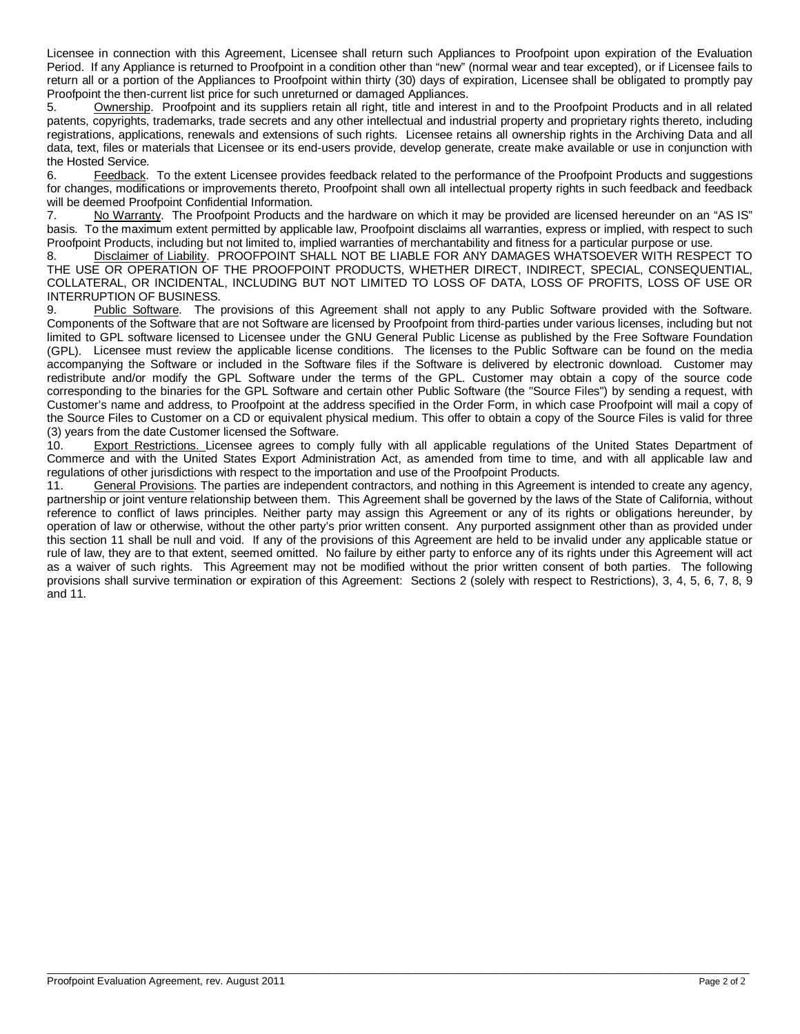Licensee in connection with this Agreement, Licensee shall return such Appliances to Proofpoint upon expiration of the Evaluation Period. If any Appliance is returned to Proofpoint in a condition other than "new" (normal wear and tear excepted), or if Licensee fails to return all or a portion of the Appliances to Proofpoint within thirty (30) days of expiration, Licensee shall be obligated to promptly pay Proofpoint the then-current list price for such unreturned or damaged Appliances.

5. Ownership. Proofpoint and its suppliers retain all right, title and interest in and to the Proofpoint Products and in all related patents, copyrights, trademarks, trade secrets and any other intellectual and industrial property and proprietary rights thereto, including registrations, applications, renewals and extensions of such rights. Licensee retains all ownership rights in the Archiving Data and all data, text, files or materials that Licensee or its end-users provide, develop generate, create make available or use in conjunction with the Hosted Service.

6. Feedback. To the extent Licensee provides feedback related to the performance of the Proofpoint Products and suggestions for changes, modifications or improvements thereto, Proofpoint shall own all intellectual property rights in such feedback and feedback will be deemed Proofpoint Confidential Information.

7. No Warranty. The Proofpoint Products and the hardware on which it may be provided are licensed hereunder on an "AS IS" basis. To the maximum extent permitted by applicable law, Proofpoint disclaims all warranties, express or implied, with respect to such Proofpoint Products, including but not limited to, implied warranties of merchantability and fitness for a particular purpose or use.

8. Disclaimer of Liability. PROOFPOINT SHALL NOT BE LIABLE FOR ANY DAMAGES WHATSOEVER WITH RESPECT TO THE USE OR OPERATION OF THE PROOFPOINT PRODUCTS, WHETHER DIRECT, INDIRECT, SPECIAL, CONSEQUENTIAL, COLLATERAL, OR INCIDENTAL, INCLUDING BUT NOT LIMITED TO LOSS OF DATA, LOSS OF PROFITS, LOSS OF USE OR INTERRUPTION OF BUSINESS.

9. Public Software. The provisions of this Agreement shall not apply to any Public Software provided with the Software. Components of the Software that are not Software are licensed by Proofpoint from third-parties under various licenses, including but not limited to GPL software licensed to Licensee under the GNU General Public License as published by the Free Software Foundation (GPL). Licensee must review the applicable license conditions. The licenses to the Public Software can be found on the media accompanying the Software or included in the Software files if the Software is delivered by electronic download. Customer may redistribute and/or modify the GPL Software under the terms of the GPL. Customer may obtain a copy of the source code corresponding to the binaries for the GPL Software and certain other Public Software (the "Source Files") by sending a request, with Customer's name and address, to Proofpoint at the address specified in the Order Form, in which case Proofpoint will mail a copy of the Source Files to Customer on a CD or equivalent physical medium. This offer to obtain a copy of the Source Files is valid for three (3) years from the date Customer licensed the Software.

10. Export Restrictions. Licensee agrees to comply fully with all applicable regulations of the United States Department of Commerce and with the United States Export Administration Act, as amended from time to time, and with all applicable law and regulations of other jurisdictions with respect to the importation and use of the Proofpoint Products.

11. General Provisions. The parties are independent contractors, and nothing in this Agreement is intended to create any agency, partnership or joint venture relationship between them. This Agreement shall be governed by the laws of the State of California, without reference to conflict of laws principles. Neither party may assign this Agreement or any of its rights or obligations hereunder, by operation of law or otherwise, without the other party's prior written consent. Any purported assignment other than as provided under this section 11 shall be null and void. If any of the provisions of this Agreement are held to be invalid under any applicable statue or rule of law, they are to that extent, seemed omitted. No failure by either party to enforce any of its rights under this Agreement will act as a waiver of such rights. This Agreement may not be modified without the prior written consent of both parties. The following provisions shall survive termination or expiration of this Agreement: Sections 2 (solely with respect to Restrictions), 3, 4, 5, 6, 7, 8, 9 and 11.

Proofpoint Evaluation Agreement, rev. August 2011